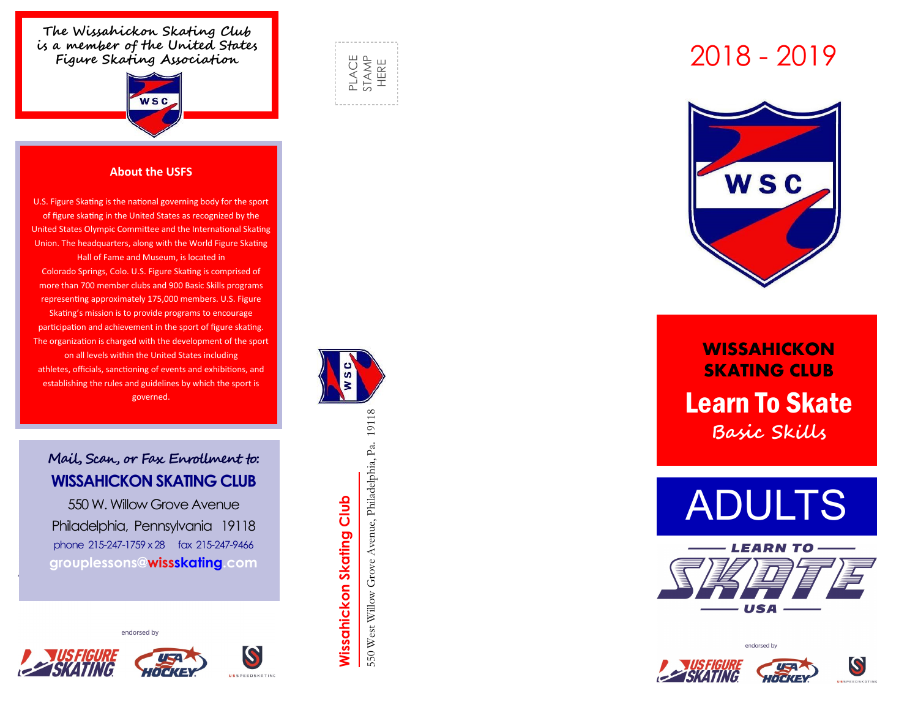The Wissahickon Skating Club is a member of the United States Figure Skating Association

WSC

## About the USFS

U.S. Figure Skating is the national governing body for the sport of figure skating in the United States as recognized by the United States Olympic Committee and the International Skating Union. The headquarters, along with the World Figure Skating Hall of Fame and Museum, is located in Colorado Springs, Colo. U.S. Figure Skating is comprised of more than 700 member clubs and 900 Basic Skills programs representing approximately 175,000 members. U.S. Figure Skating's mission is to provide programs to encourage participation and achievement in the sport of figure skating. The organization is charged with the development of the sport on all levels within the United States including athletes, officials, sanctioning of events and exhibitions, and establishing the rules and guidelines by which the sport is governed.

*Mail, Scan, or Fax Enrollment to:*

**WISSAHICKON SKATING CLUB**

550 W. Willow Grove Avenue

Philadelphia, Pennsylvania 19118

phone 215-247-1759 x 28 fax 215-247-9466

grouplessons@wissskating.com

endorsed by

US FIGURE SKATING | USA HOCKEY | US SPEEDSKATING

PLACE STAMP HERE

WSC

**Wissahickon Skating Club**

550 West Willow Grove Avenue, Philadelphia, Pa. 19118

# 2018 - 2019

WSC

## WISSAHICKON SKATING CLUB

# Learn To Skate

*Basic Skills*

# ADULTS

LEARN TO SKATE USA

endorsed by

US FIGURE SKATING | USA HOCKEY | US SPEEDSKATING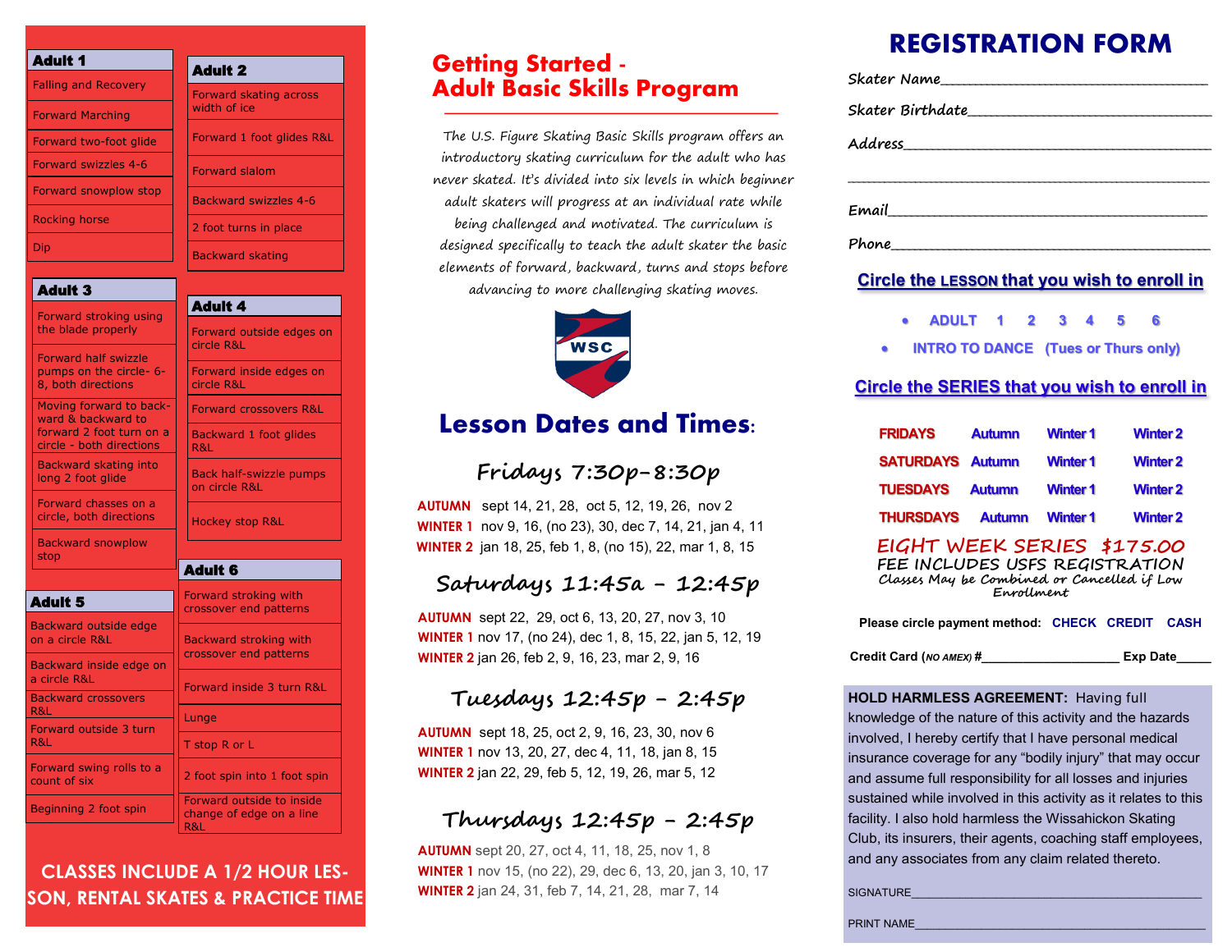### Adult 1

- Falling and Recovery
- Forward Marching
- Forward two-foot glide
- Forward swizzles 4-6
- Forward snowplow stop
- Rocking horse
- Dip

### Adult 2

- Forward skating across width of ice
- Forward 1 foot glides R&L
- Forward slalom
- Backward swizzles 4-6
- 2 foot turns in place
- Backward skating

### Adult 3

- Forward stroking using the blade properly
- Forward half swizzle pumps on the circle- 6-8, both directions
- Moving forward to back-ward & backward to forward 2 foot turn on a circle - both directions
- Backward skating into long 2 foot glide
- Forward chasses on a circle, both directions
- Backward snowplow stop

### Adult 4

- Forward outside edges on circle R&L
- Forward inside edges on circle R&L
- Forward crossovers R&L
- Backward 1 foot glides R&L
- Back half-swizzle pumps on circle R&L
- Hockey stop R&L

### Adult 5

- Backward outside edge on a circle R&L
- Backward inside edge on a circle R&L
- Backward crossovers R&L
- Forward outside 3 turn R&L
- Forward swing rolls to a count of six
- Beginning 2 foot spin

### Adult 6

- Forward stroking with crossover end patterns
- Backward stroking with crossover end patterns
- Forward inside 3 turn R&L
- Lunge
- T stop R or L
- 2 foot spin into 1 foot spin
- Forward outside to inside change of edge on a line R&L

**CLASSES INCLUDE A 1/2 HOUR LESSON, RENTAL SKATES & PRACTICE TIME**

# Getting Started - Adult Basic Skills Program

*The U.S. Figure Skating Basic Skills program offers an introductory skating curriculum for the adult who has never skated. It's divided into six levels in which beginner adult skaters will progress at an individual rate while being challenged and motivated. The curriculum is designed specifically to teach the adult skater the basic elements of forward, backward, turns and stops before advancing to more challenging skating moves.*

WSC

## Lesson Dates and Times:

### Fridays 7:30p–8:30p

**AUTUMN** sept 14, 21, 28, oct 5, 12, 19, 26, nov 2
**WINTER 1** nov 9, 16, (no 23), 30, dec 7, 14, 21, jan 4, 11
**WINTER 2** jan 18, 25, feb 1, 8, (no 15), 22, mar 1, 8, 15

### Saturdays 11:45a – 12:45p

**AUTUMN** sept 22, 29, oct 6, 13, 20, 27, nov 3, 10
**WINTER 1** nov 17, (no 24), dec 1, 8, 15, 22, jan 5, 12, 19
**WINTER 2** jan 26, feb 2, 9, 16, 23, mar 2, 9, 16

### Tuesdays 12:45p – 2:45p

**AUTUMN** sept 18, 25, oct 2, 9, 16, 23, 30, nov 6
**WINTER 1** nov 13, 20, 27, dec 4, 11, 18, jan 8, 15
**WINTER 2** jan 22, 29, feb 5, 12, 19, 26, mar 5, 12

### Thursdays 12:45p – 2:45p

**AUTUMN** sept 20, 27, oct 4, 11, 18, 25, nov 1, 8
**WINTER 1** nov 15, (no 22), 29, dec 6, 13, 20, jan 3, 10, 17
**WINTER 2** jan 24, 31, feb 7, 14, 21, 28, mar 7, 14

# REGISTRATION FORM

Skater Name\_\_\_\_\_\_\_\_\_\_\_\_\_\_\_\_\_\_\_\_\_\_\_\_\_\_\_\_\_\_

Skater Birthdate\_\_\_\_\_\_\_\_\_\_\_\_\_\_\_\_\_\_\_\_\_\_\_\_\_\_\_

Address\_\_\_\_\_\_\_\_\_\_\_\_\_\_\_\_\_\_\_\_\_\_\_\_\_\_\_\_\_\_\_\_

\_\_\_\_\_\_\_\_\_\_\_\_\_\_\_\_\_\_\_\_\_\_\_\_\_\_\_\_\_\_\_\_\_\_\_\_\_\_

Email\_\_\_\_\_\_\_\_\_\_\_\_\_\_\_\_\_\_\_\_\_\_\_\_\_\_\_\_\_\_\_\_\_\_

Phone\_\_\_\_\_\_\_\_\_\_\_\_\_\_\_\_\_\_\_\_\_\_\_\_\_\_\_\_\_\_\_\_\_\_

**Circle the LESSON that you wish to enroll in**

- ADULT 1 2 3 4 5 6
- INTRO TO DANCE (Tues or Thurs only)

**Circle the SERIES that you wish to enroll in**

| | | | |
|---|---|---|---|
| FRIDAYS | Autumn | Winter 1 | Winter 2 |
| SATURDAYS | Autumn | Winter 1 | Winter 2 |
| TUESDAYS | Autumn | Winter 1 | Winter 2 |
| THURSDAYS | Autumn | Winter 1 | Winter 2 |

**EIGHT WEEK SERIES $175.00**
FEE INCLUDES USFS REGISTRATION
*Classes May be Combined or Cancelled if Low Enrollment*

**Please circle payment method:** CHECK CREDIT CASH

**Credit Card** (*NO AMEX*) **#**\_\_\_\_\_\_\_\_\_\_\_\_\_\_\_\_\_\_\_\_ **Exp Date**\_\_\_\_\_

**HOLD HARMLESS AGREEMENT:** Having full knowledge of the nature of this activity and the hazards involved, I hereby certify that I have personal medical insurance coverage for any "bodily injury" that may occur and assume full responsibility for all losses and injuries sustained while involved in this activity as it relates to this facility. I also hold harmless the Wissahickon Skating Club, its insurers, their agents, coaching staff employees, and any associates from any claim related thereto.

SIGNATURE\_\_\_\_\_\_\_\_\_\_\_\_\_\_\_\_\_\_\_\_\_\_\_\_\_\_\_\_\_\_\_\_\_\_\_\_

PRINT NAME\_\_\_\_\_\_\_\_\_\_\_\_\_\_\_\_\_\_\_\_\_\_\_\_\_\_\_\_\_\_\_\_\_\_\_